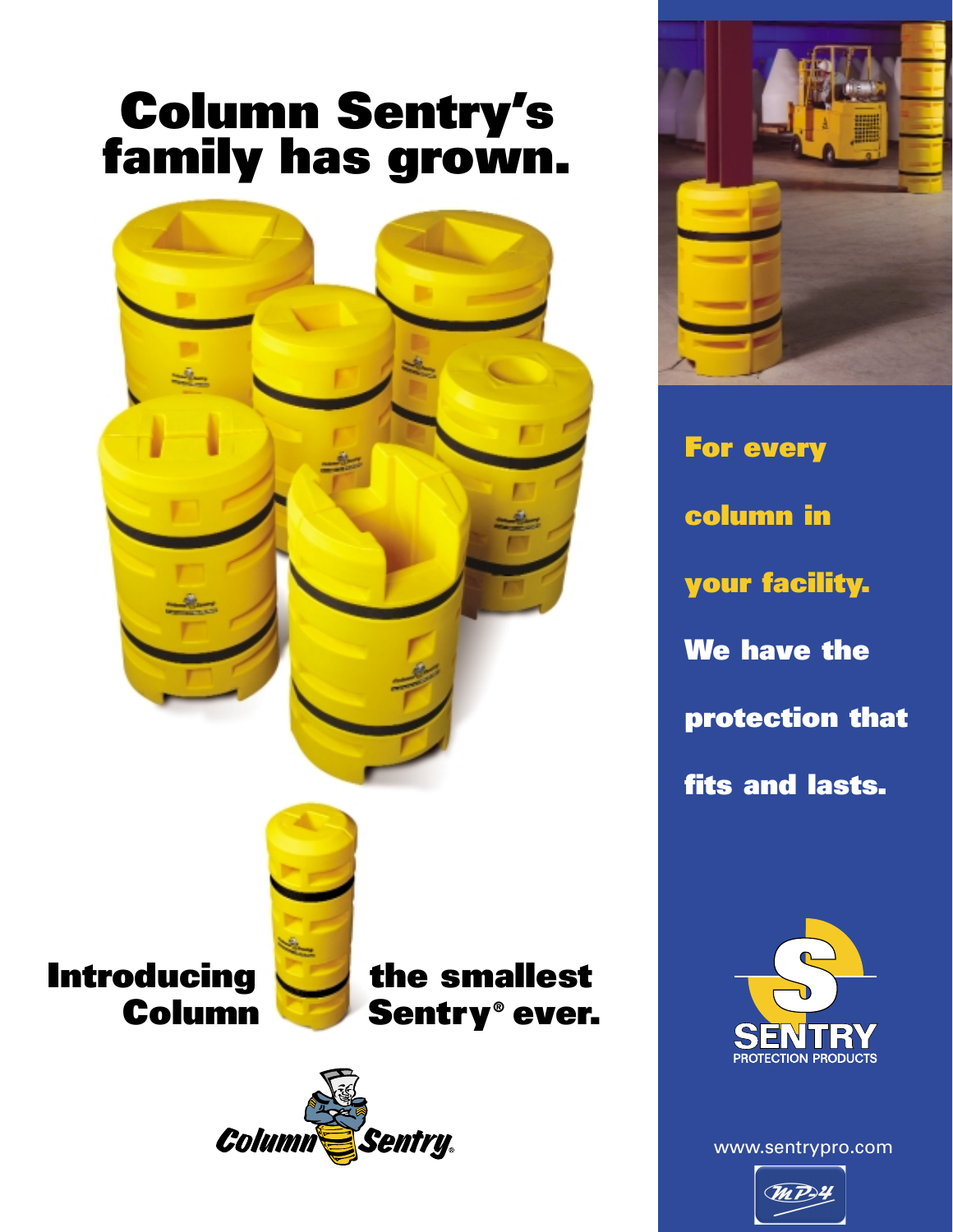# Column Sentry's family has grown.

**Introducing Column Sentry® the smallest ever.**

Column Sentry®

**For every column in your facility. We have the protection that fits and lasts.**

SENTRY PROTECTION PRODUCTS

www.sentrypro.com

MP-4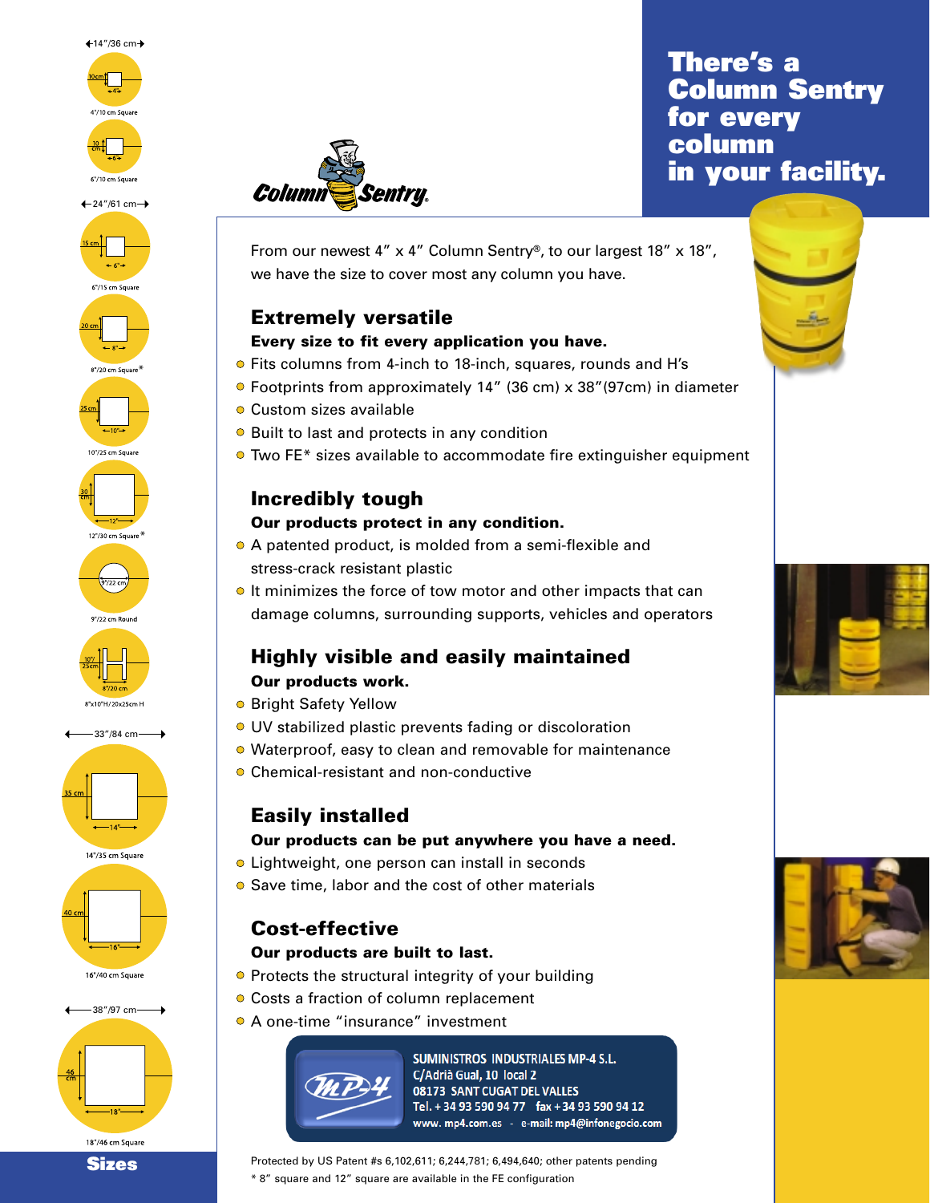# There's a Column Sentry for every column in your facility.

From our newest 4" x 4" Column Sentry®, to our largest 18" x 18", we have the size to cover most any column you have.

## Extremely versatile

**Every size to fit every application you have.**

- Fits columns from 4-inch to 18-inch, squares, rounds and H's
- Footprints from approximately 14" (36 cm) x 38"(97cm) in diameter
- Custom sizes available
- Built to last and protects in any condition
- Two FE* sizes available to accommodate fire extinguisher equipment

## Incredibly tough

**Our products protect in any condition.**

- A patented product, is molded from a semi-flexible and stress-crack resistant plastic
- It minimizes the force of tow motor and other impacts that can damage columns, surrounding supports, vehicles and operators

## Highly visible and easily maintained

**Our products work.**

- Bright Safety Yellow
- UV stabilized plastic prevents fading or discoloration
- Waterproof, easy to clean and removable for maintenance
- Chemical-resistant and non-conductive

## Easily installed

**Our products can be put anywhere you have a need.**

- Lightweight, one person can install in seconds
- Save time, labor and the cost of other materials

## Cost-effective

**Our products are built to last.**

- Protects the structural integrity of your building
- Costs a fraction of column replacement
- A one-time "insurance" investment

**SUMINISTROS INDUSTRIALES MP-4 S.L.**
C/Adrià Gual, 10 local 2
08173 SANT CUGAT DEL VALLES
Tel. + 34 93 590 94 77 fax + 34 93 590 94 12
www. mp4.com.es - e-mail: mp4@infonegocio.com

Protected by US Patent #s 6,102,611; 6,244,781; 6,494,640; other patents pending

* 8" square and 12" square are available in the FE configuration

## Sizes

14"/36 cm

4"/10 cm Square

6"/10 cm Square

24"/61 cm

6"/15 cm Square

8"/20 cm Square*

10"/25 cm Square

12"/30 cm Square*

9"/22 cm Round

8"x10"H/20x25cm H

33"/84 cm

14"/35 cm Square

16"/40 cm Square

38"/97 cm

18"/46 cm Square